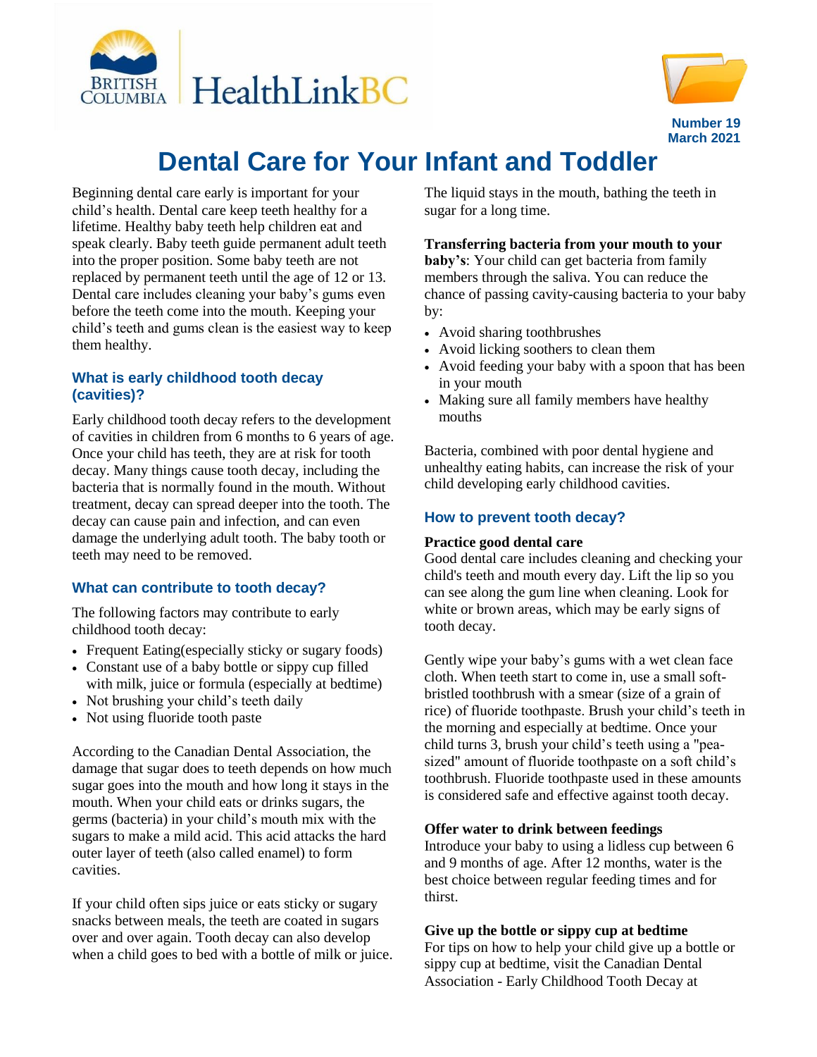# Dental Care for Your Infant and Toddler

Number 19
March 2021

Beginning dental care early is important for your child's health. Dental care keep teeth healthy for a lifetime. Healthy baby teeth help children eat and speak clearly. Baby teeth guide permanent adult teeth into the proper position. Some baby teeth are not replaced by permanent teeth until the age of 12 or 13. Dental care includes cleaning your baby's gums even before the teeth come into the mouth. Keeping your child's teeth and gums clean is the easiest way to keep them healthy.

## What is early childhood tooth decay (cavities)?

Early childhood tooth decay refers to the development of cavities in children from 6 months to 6 years of age. Once your child has teeth, they are at risk for tooth decay. Many things cause tooth decay, including the bacteria that is normally found in the mouth. Without treatment, decay can spread deeper into the tooth. The decay can cause pain and infection, and can even damage the underlying adult tooth. The baby tooth or teeth may need to be removed.

## What can contribute to tooth decay?

The following factors may contribute to early childhood tooth decay:

- Frequent Eating(especially sticky or sugary foods)
- Constant use of a baby bottle or sippy cup filled with milk, juice or formula (especially at bedtime)
- Not brushing your child's teeth daily
- Not using fluoride tooth paste

According to the Canadian Dental Association, the damage that sugar does to teeth depends on how much sugar goes into the mouth and how long it stays in the mouth. When your child eats or drinks sugars, the germs (bacteria) in your child's mouth mix with the sugars to make a mild acid. This acid attacks the hard outer layer of teeth (also called enamel) to form cavities.

If your child often sips juice or eats sticky or sugary snacks between meals, the teeth are coated in sugars over and over again. Tooth decay can also develop when a child goes to bed with a bottle of milk or juice. The liquid stays in the mouth, bathing the teeth in sugar for a long time.

**Transferring bacteria from your mouth to your baby's**: Your child can get bacteria from family members through the saliva. You can reduce the chance of passing cavity-causing bacteria to your baby by:

- Avoid sharing toothbrushes
- Avoid licking soothers to clean them
- Avoid feeding your baby with a spoon that has been in your mouth
- Making sure all family members have healthy mouths

Bacteria, combined with poor dental hygiene and unhealthy eating habits, can increase the risk of your child developing early childhood cavities.

## How to prevent tooth decay?

**Practice good dental care**

Good dental care includes cleaning and checking your child's teeth and mouth every day. Lift the lip so you can see along the gum line when cleaning. Look for white or brown areas, which may be early signs of tooth decay.

Gently wipe your baby's gums with a wet clean face cloth. When teeth start to come in, use a small soft-bristled toothbrush with a smear (size of a grain of rice) of fluoride toothpaste. Brush your child's teeth in the morning and especially at bedtime. Once your child turns 3, brush your child's teeth using a "pea-sized" amount of fluoride toothpaste on a soft child's toothbrush. Fluoride toothpaste used in these amounts is considered safe and effective against tooth decay.

**Offer water to drink between feedings**

Introduce your baby to using a lidless cup between 6 and 9 months of age. After 12 months, water is the best choice between regular feeding times and for thirst.

**Give up the bottle or sippy cup at bedtime**

For tips on how to help your child give up a bottle or sippy cup at bedtime, visit the Canadian Dental Association - Early Childhood Tooth Decay at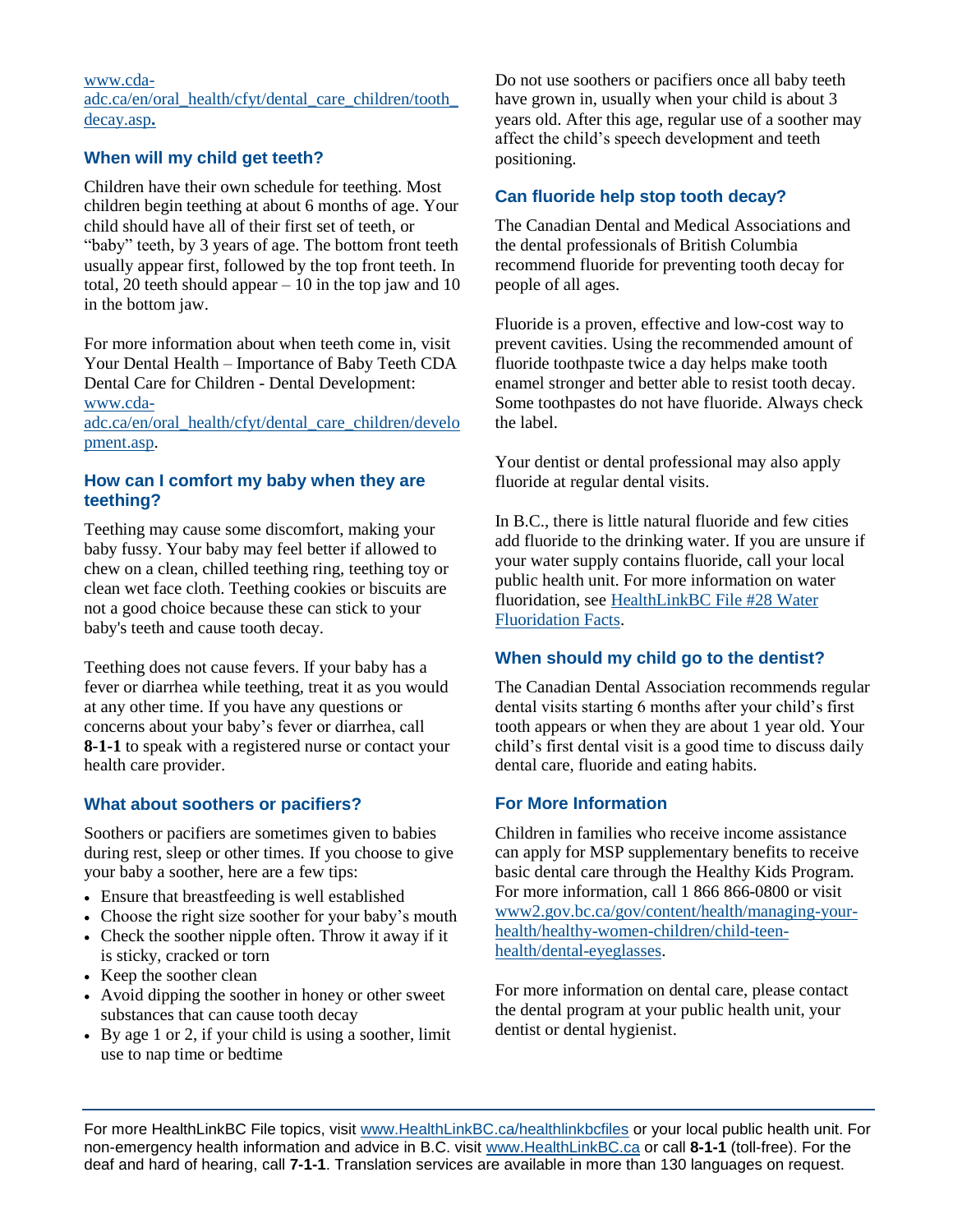www.cda-adc.ca/en/oral_health/cfyt/dental_care_children/tooth_decay.asp.

### When will my child get teeth?

Children have their own schedule for teething. Most children begin teething at about 6 months of age. Your child should have all of their first set of teeth, or "baby" teeth, by 3 years of age. The bottom front teeth usually appear first, followed by the top front teeth. In total, 20 teeth should appear – 10 in the top jaw and 10 in the bottom jaw.

For more information about when teeth come in, visit Your Dental Health – Importance of Baby Teeth CDA Dental Care for Children - Dental Development: www.cda-adc.ca/en/oral_health/cfyt/dental_care_children/development.asp.

### How can I comfort my baby when they are teething?

Teething may cause some discomfort, making your baby fussy. Your baby may feel better if allowed to chew on a clean, chilled teething ring, teething toy or clean wet face cloth. Teething cookies or biscuits are not a good choice because these can stick to your baby's teeth and cause tooth decay.

Teething does not cause fevers. If your baby has a fever or diarrhea while teething, treat it as you would at any other time. If you have any questions or concerns about your baby's fever or diarrhea, call **8-1-1** to speak with a registered nurse or contact your health care provider.

### What about soothers or pacifiers?

Soothers or pacifiers are sometimes given to babies during rest, sleep or other times. If you choose to give your baby a soother, here are a few tips:

- Ensure that breastfeeding is well established
- Choose the right size soother for your baby's mouth
- Check the soother nipple often. Throw it away if it is sticky, cracked or torn
- Keep the soother clean
- Avoid dipping the soother in honey or other sweet substances that can cause tooth decay
- By age 1 or 2, if your child is using a soother, limit use to nap time or bedtime

Do not use soothers or pacifiers once all baby teeth have grown in, usually when your child is about 3 years old. After this age, regular use of a soother may affect the child's speech development and teeth positioning.

### Can fluoride help stop tooth decay?

The Canadian Dental and Medical Associations and the dental professionals of British Columbia recommend fluoride for preventing tooth decay for people of all ages.

Fluoride is a proven, effective and low-cost way to prevent cavities. Using the recommended amount of fluoride toothpaste twice a day helps make tooth enamel stronger and better able to resist tooth decay. Some toothpastes do not have fluoride. Always check the label.

Your dentist or dental professional may also apply fluoride at regular dental visits.

In B.C., there is little natural fluoride and few cities add fluoride to the drinking water. If you are unsure if your water supply contains fluoride, call your local public health unit. For more information on water fluoridation, see HealthLinkBC File #28 Water Fluoridation Facts.

### When should my child go to the dentist?

The Canadian Dental Association recommends regular dental visits starting 6 months after your child's first tooth appears or when they are about 1 year old. Your child's first dental visit is a good time to discuss daily dental care, fluoride and eating habits.

### For More Information

Children in families who receive income assistance can apply for MSP supplementary benefits to receive basic dental care through the Healthy Kids Program. For more information, call 1 866 866-0800 or visit www2.gov.bc.ca/gov/content/health/managing-your-health/healthy-women-children/child-teen-health/dental-eyeglasses.

For more information on dental care, please contact the dental program at your public health unit, your dentist or dental hygienist.

For more HealthLinkBC File topics, visit www.HealthLinkBC.ca/healthlinkbcfiles or your local public health unit. For non-emergency health information and advice in B.C. visit www.HealthLinkBC.ca or call **8-1-1** (toll-free). For the deaf and hard of hearing, call **7-1-1**. Translation services are available in more than 130 languages on request.